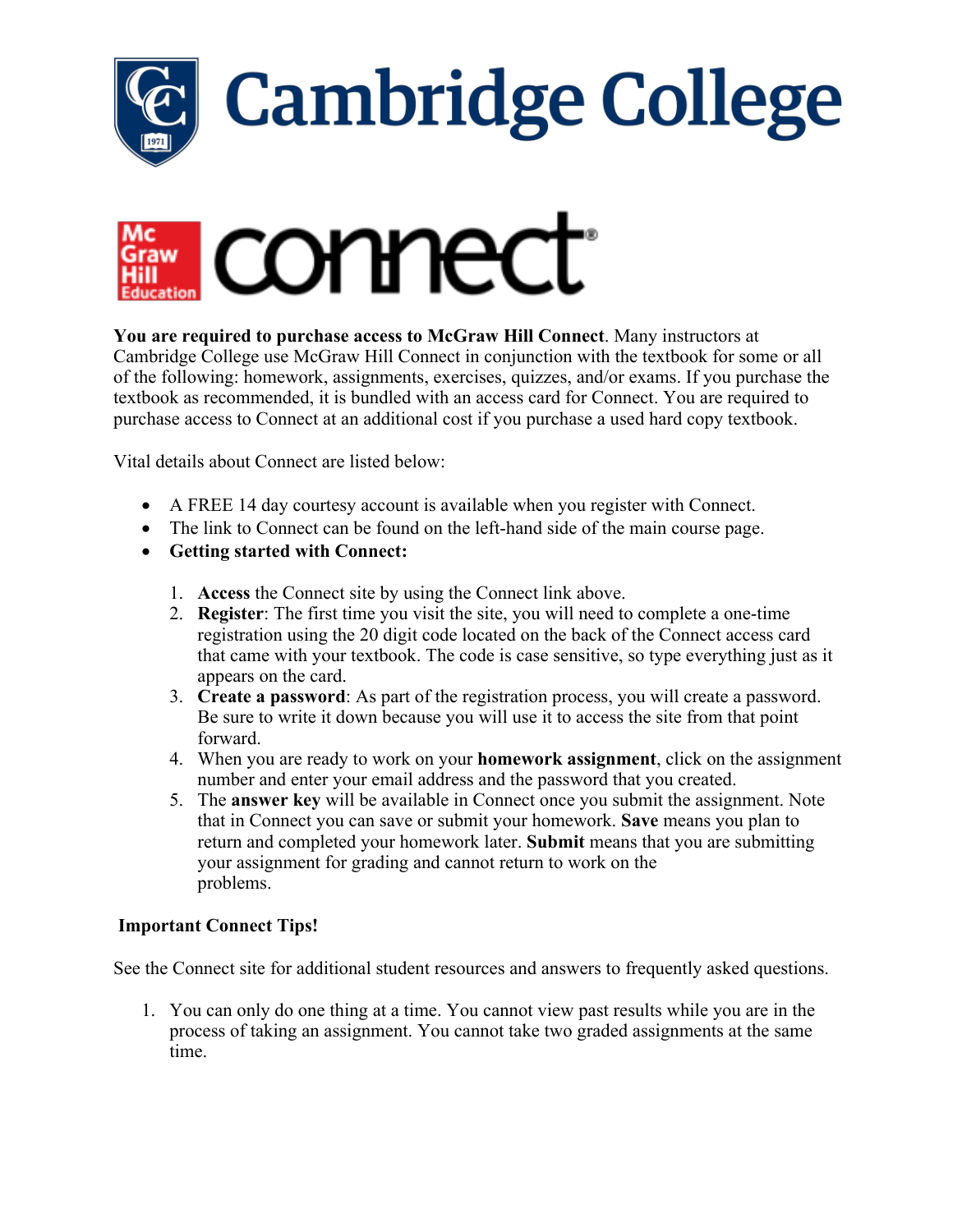**You are required to purchase access to McGraw Hill Connect**. Many instructors at Cambridge College use McGraw Hill Connect in conjunction with the textbook for some or all of the following: homework, assignments, exercises, quizzes, and/or exams. If you purchase the textbook as recommended, it is bundled with an access card for Connect. You are required to purchase access to Connect at an additional cost if you purchase a used hard copy textbook.

Vital details about Connect are listed below:

- A FREE 14 day courtesy account is available when you register with Connect.
- The link to Connect can be found on the left-hand side of the main course page.
- **Getting started with Connect:**

  1. **Access** the Connect site by using the Connect link above.
  2. **Register**: The first time you visit the site, you will need to complete a one-time registration using the 20 digit code located on the back of the Connect access card that came with your textbook. The code is case sensitive, so type everything just as it appears on the card.
  3. **Create a password**: As part of the registration process, you will create a password. Be sure to write it down because you will use it to access the site from that point forward.
  4. When you are ready to work on your **homework assignment**, click on the assignment number and enter your email address and the password that you created.
  5. The **answer key** will be available in Connect once you submit the assignment. Note that in Connect you can save or submit your homework. **Save** means you plan to return and completed your homework later. **Submit** means that you are submitting your assignment for grading and cannot return to work on the problems.

**Important Connect Tips!**

See the Connect site for additional student resources and answers to frequently asked questions.

1. You can only do one thing at a time. You cannot view past results while you are in the process of taking an assignment. You cannot take two graded assignments at the same time.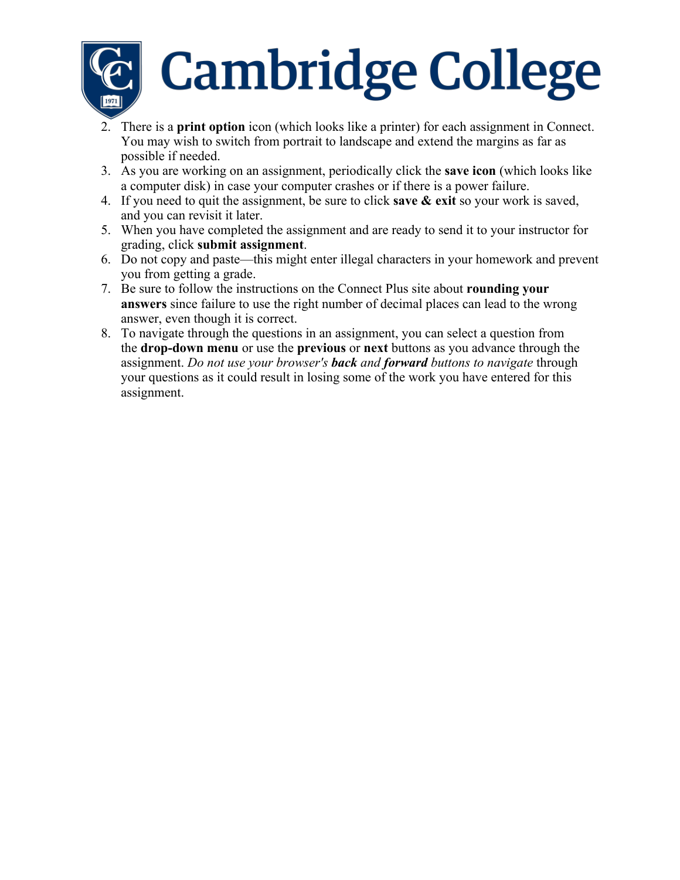2. There is a **print option** icon (which looks like a printer) for each assignment in Connect. You may wish to switch from portrait to landscape and extend the margins as far as possible if needed.
3. As you are working on an assignment, periodically click the **save icon** (which looks like a computer disk) in case your computer crashes or if there is a power failure.
4. If you need to quit the assignment, be sure to click **save & exit** so your work is saved, and you can revisit it later.
5. When you have completed the assignment and are ready to send it to your instructor for grading, click **submit assignment**.
6. Do not copy and paste—this might enter illegal characters in your homework and prevent you from getting a grade.
7. Be sure to follow the instructions on the Connect Plus site about **rounding your answers** since failure to use the right number of decimal places can lead to the wrong answer, even though it is correct.
8. To navigate through the questions in an assignment, you can select a question from the **drop-down menu** or use the **previous** or **next** buttons as you advance through the assignment. *Do not use your browser's **back** and **forward** buttons to navigate* through your questions as it could result in losing some of the work you have entered for this assignment.